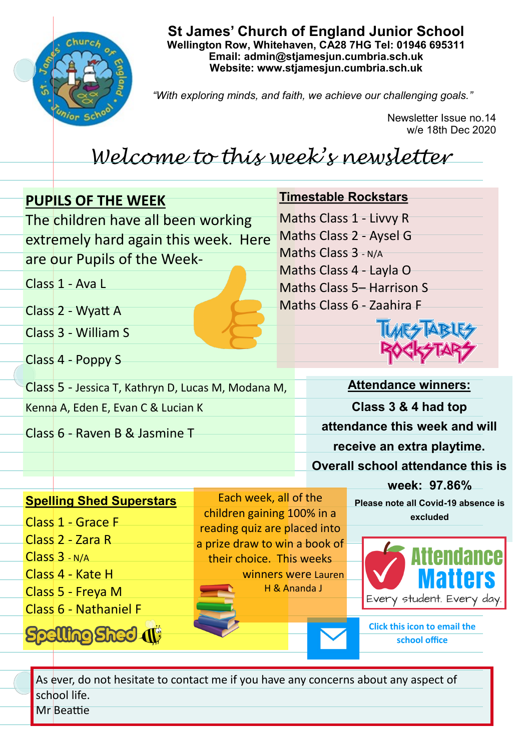# St James' Church of England Junior School

**Wellington Row, Whitehaven, CA28 7HG Tel: 01946 695311**
**Email: admin@stjamesjun.cumbria.sch.uk**
**Website: www.stjamesjun.cumbria.sch.uk**

*"With exploring minds, and faith, we achieve our challenging goals."*

Newsletter Issue no.14
w/e 18th Dec 2020

## *Welcome to this week's newsletter*

### PUPILS OF THE WEEK

The children have all been working extremely hard again this week. Here are our Pupils of the Week-

Class 1 - Ava L

Class 2 - Wyatt A

Class 3 - William S

Class 4 - Poppy S

Class 5 - Jessica T, Kathryn D, Lucas M, Modana M, Kenna A, Eden E, Evan C & Lucian K

Class 6 - Raven B & Jasmine T

### Timestable Rockstars

Maths Class 1 - Livvy R
Maths Class 2 - Aysel G
Maths Class 3 - N/A
Maths Class 4 - Layla O
Maths Class 5– Harrison S
Maths Class 6 - Zaahira F

TIMES TABLES ROCKSTARS

### Attendance winners:

**Class 3 & 4 had top attendance this week and will receive an extra playtime.**

**Overall school attendance this is week: 97.86%**

**Please note all Covid-19 absence is excluded**

Attendance Matters
Every student. Every day.

### Spelling Shed Superstars

Class 1 - Grace F
Class 2 - Zara R
Class 3 - N/A
Class 4 - Kate H
Class 5 - Freya M
Class 6 - Nathaniel F

Spelling Shed

Each week, all of the children gaining 100% in a reading quiz are placed into a prize draw to win a book of their choice. This weeks winners were Lauren H & Ananda J

**Click this icon to email the school office**

As ever, do not hesitate to contact me if you have any concerns about any aspect of school life.
Mr Beattie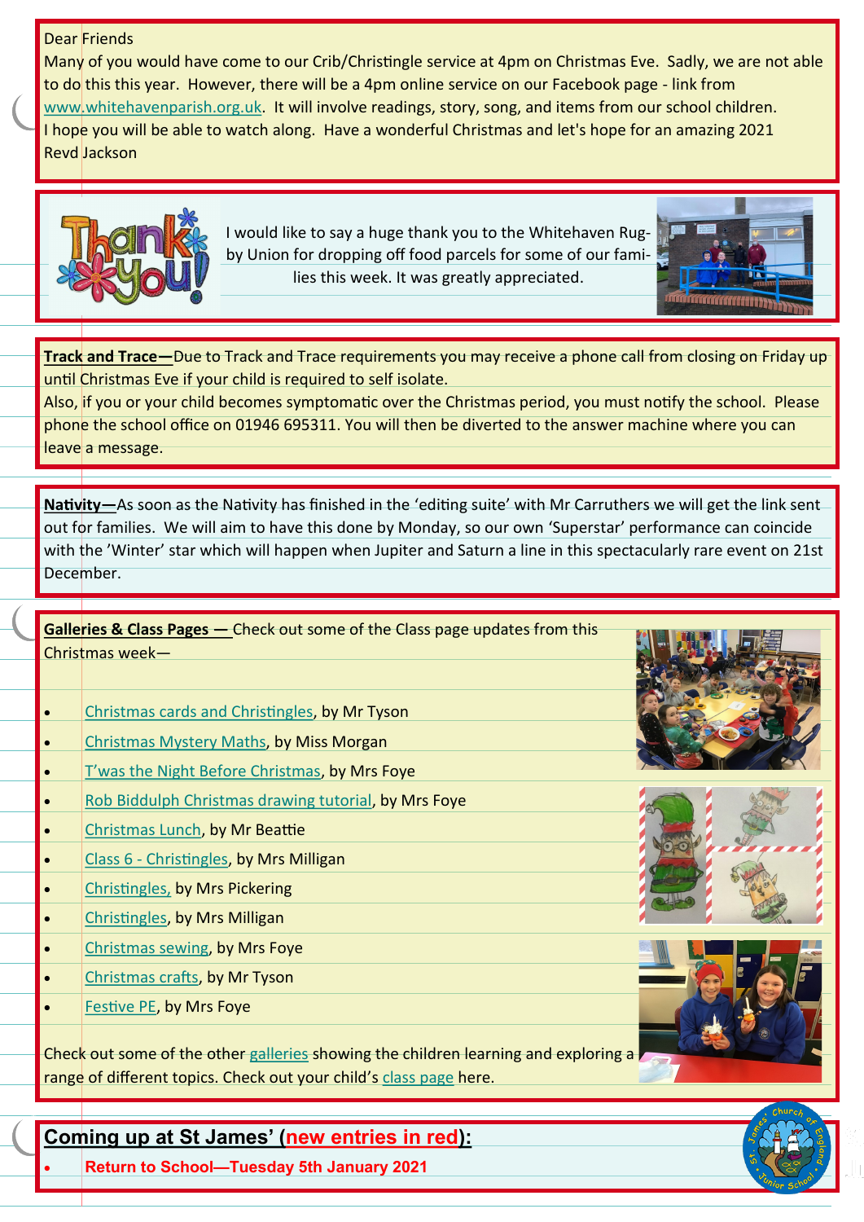Dear Friends

Many of you would have come to our Crib/Christingle service at 4pm on Christmas Eve. Sadly, we are not able to do this this year. However, there will be a 4pm online service on our Facebook page - link from www.whitehavenparish.org.uk. It will involve readings, story, song, and items from our school children.

I hope you will be able to watch along. Have a wonderful Christmas and let's hope for an amazing 2021

Revd Jackson

Thank you!

I would like to say a huge thank you to the Whitehaven Rugby Union for dropping off food parcels for some of our families this week. It was greatly appreciated.

**Track and Trace—**Due to Track and Trace requirements you may receive a phone call from closing on Friday up until Christmas Eve if your child is required to self isolate.

Also, if you or your child becomes symptomatic over the Christmas period, you must notify the school. Please phone the school office on 01946 695311. You will then be diverted to the answer machine where you can leave a message.

**Nativity—**As soon as the Nativity has finished in the 'editing suite' with Mr Carruthers we will get the link sent out for families. We will aim to have this done by Monday, so our own 'Superstar' performance can coincide with the 'Winter' star which will happen when Jupiter and Saturn a line in this spectacularly rare event on 21st December.

**Galleries & Class Pages —** Check out some of the Class page updates from this Christmas week—

- Christmas cards and Christingles, by Mr Tyson
- Christmas Mystery Maths, by Miss Morgan
- T'was the Night Before Christmas, by Mrs Foye
- Rob Biddulph Christmas drawing tutorial, by Mrs Foye
- Christmas Lunch, by Mr Beattie
- Class 6 - Christingles, by Mrs Milligan
- Christingles, by Mrs Pickering
- Christingles, by Mrs Milligan
- Christmas sewing, by Mrs Foye
- Christmas crafts, by Mr Tyson
- Festive PE, by Mrs Foye

Check out some of the other galleries showing the children learning and exploring a range of different topics. Check out your child's class page here.

## Coming up at St James' (new entries in red):

- **Return to School—Tuesday 5th January 2021**